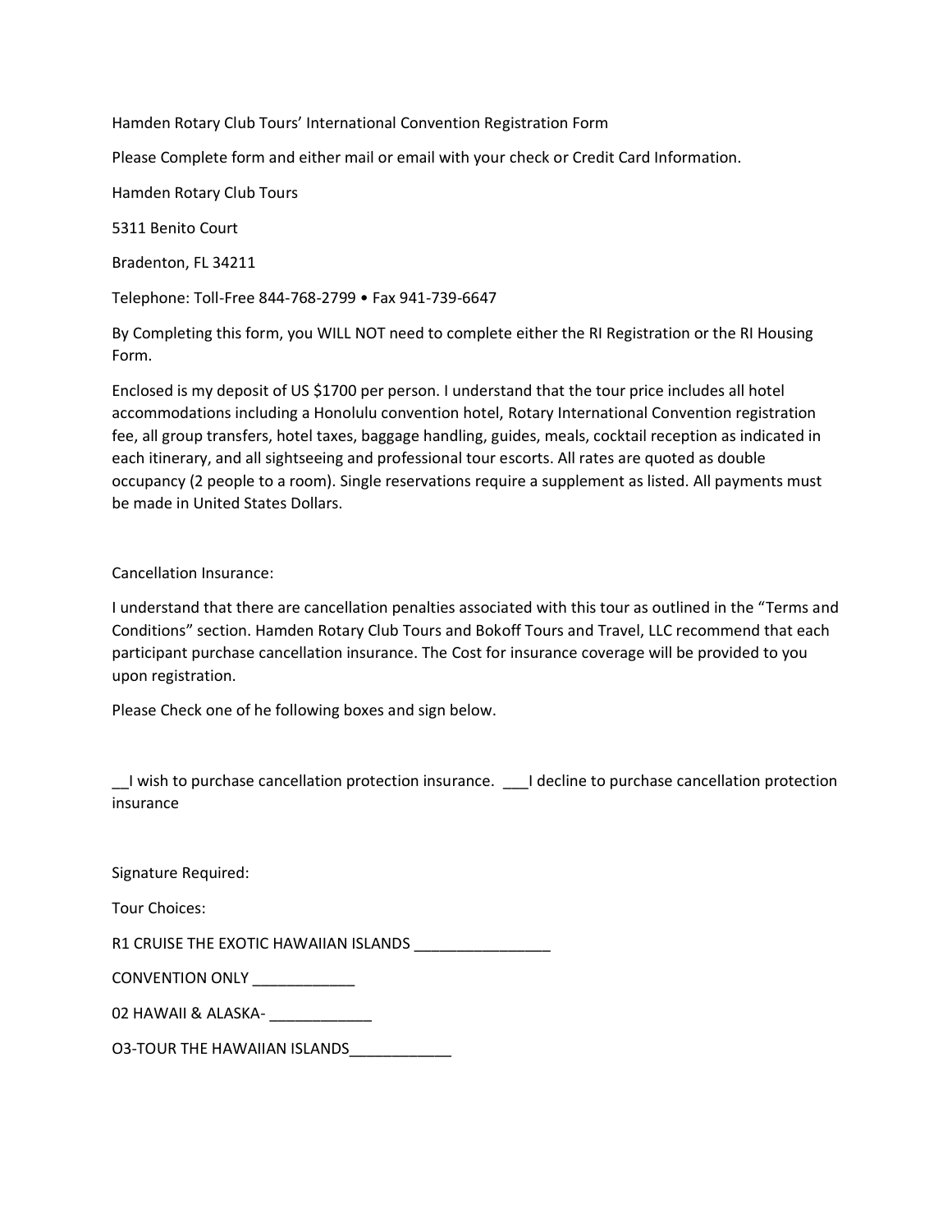Hamden Rotary Club Tours' International Convention Registration Form

Please Complete form and either mail or email with your check or Credit Card Information.

Hamden Rotary Club Tours

5311 Benito Court

Bradenton, FL 34211

Telephone: Toll-Free 844-768-2799 • Fax 941-739-6647

By Completing this form, you WILL NOT need to complete either the RI Registration or the RI Housing Form.

Enclosed is my deposit of US $1700 per person. I understand that the tour price includes all hotel accommodations including a Honolulu convention hotel, Rotary International Convention registration fee, all group transfers, hotel taxes, baggage handling, guides, meals, cocktail reception as indicated in each itinerary, and all sightseeing and professional tour escorts. All rates are quoted as double occupancy (2 people to a room). Single reservations require a supplement as listed. All payments must be made in United States Dollars.

Cancellation Insurance:

I understand that there are cancellation penalties associated with this tour as outlined in the "Terms and Conditions" section. Hamden Rotary Club Tours and Bokoff Tours and Travel, LLC recommend that each participant purchase cancellation insurance. The Cost for insurance coverage will be provided to you upon registration.

Please Check one of he following boxes and sign below.

__I wish to purchase cancellation protection insurance. ___I decline to purchase cancellation protection insurance

Signature Required:

Tour Choices:

R1 CRUISE THE EXOTIC HAWAIIAN ISLANDS ________________

CONVENTION ONLY ____________

02 HAWAII & ALASKA- ____________

O3-TOUR THE HAWAIIAN ISLANDS____________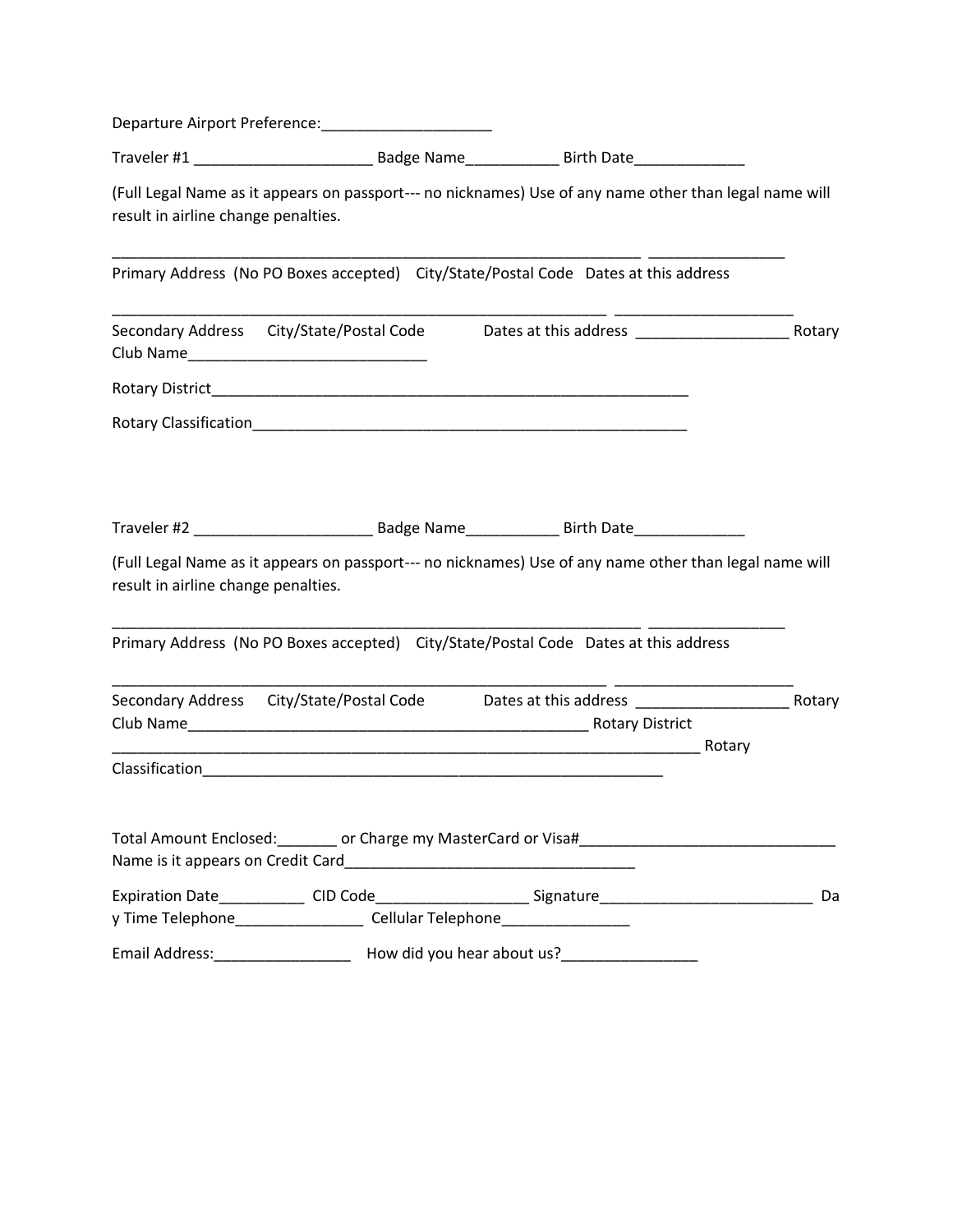Departure Airport Preference:____________________

Traveler #1 _____________________ Badge Name___________ Birth Date_____________

(Full Legal Name as it appears on passport--- no nicknames) Use of any name other than legal name will result in airline change penalties.

_________________________________________________________________ ________________

Primary Address (No PO Boxes accepted) City/State/Postal Code Dates at this address

_____________________________________________________________ ______________________

Secondary Address City/State/Postal Code Dates at this address __________________ Rotary Club Name_____________________________

Rotary District___________________________________________________________

Rotary Classification______________________________________________________

Traveler #2 _____________________ Badge Name___________ Birth Date_____________

(Full Legal Name as it appears on passport--- no nicknames) Use of any name other than legal name will result in airline change penalties.

_________________________________________________________________ ________________

Primary Address (No PO Boxes accepted) City/State/Postal Code Dates at this address

_____________________________________________________________ ______________________

Secondary Address City/State/Postal Code Dates at this address __________________ Rotary Club Name_________________________________________________ Rotary District _________________________________________________________________________ Rotary Classification_________________________________________________________

Total Amount Enclosed:_______ or Charge my MasterCard or Visa#______________________________ Name is it appears on Credit Card___________________________________

Expiration Date__________ CID Code__________________ Signature__________________________ Da y Time Telephone_______________ Cellular Telephone_______________

Email Address:________________ How did you hear about us?________________